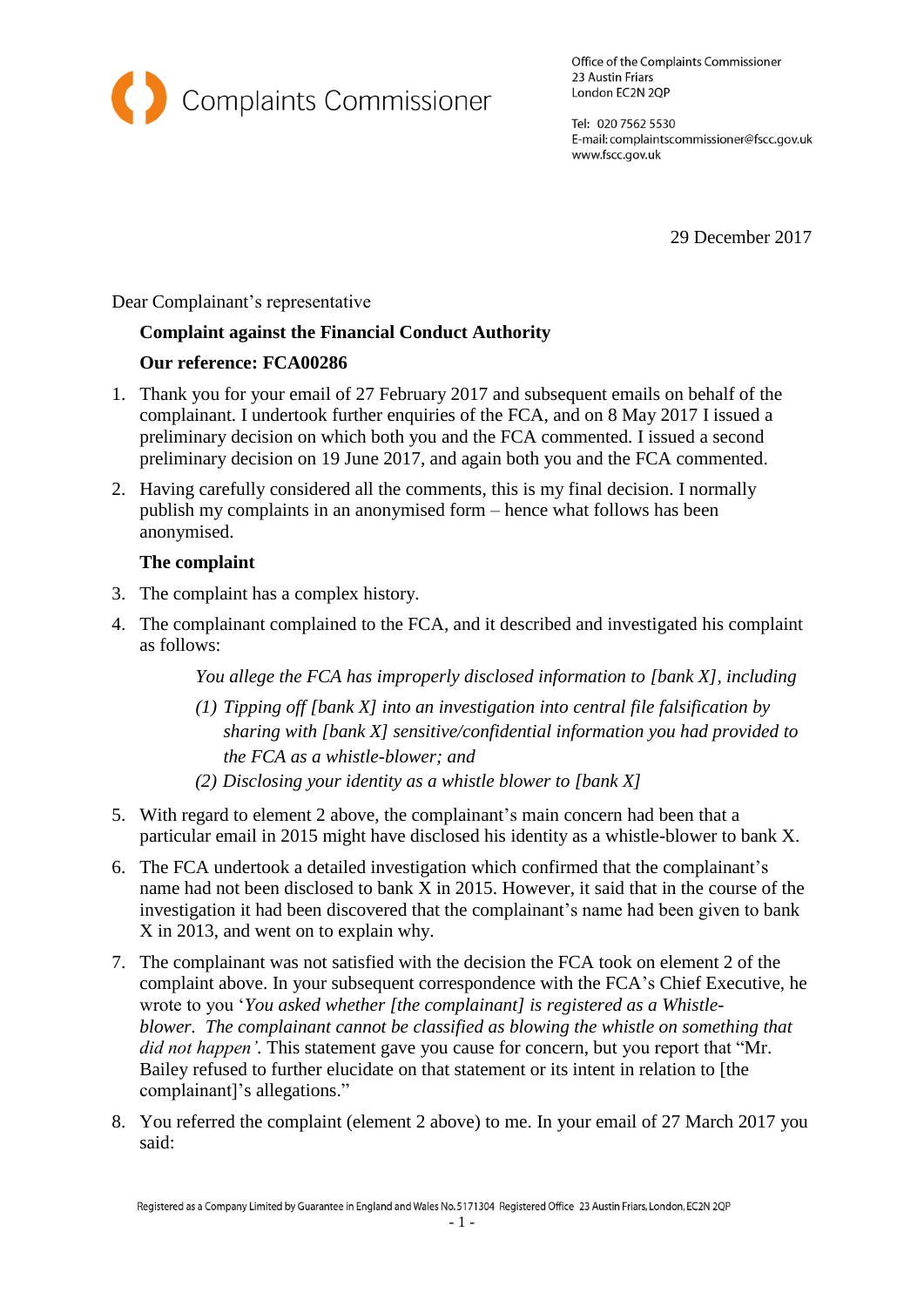Complaints Commissioner

Office of the Complaints Commissioner
23 Austin Friars
London EC2N 2QP

Tel: 020 7562 5530
E-mail: complaintscommissioner@fscc.gov.uk
www.fscc.gov.uk

29 December 2017

Dear Complainant's representative

**Complaint against the Financial Conduct Authority**

**Our reference: FCA00286**

1. Thank you for your email of 27 February 2017 and subsequent emails on behalf of the complainant. I undertook further enquiries of the FCA, and on 8 May 2017 I issued a preliminary decision on which both you and the FCA commented. I issued a second preliminary decision on 19 June 2017, and again both you and the FCA commented.

2. Having carefully considered all the comments, this is my final decision. I normally publish my complaints in an anonymised form – hence what follows has been anonymised.

**The complaint**

3. The complaint has a complex history.

4. The complainant complained to the FCA, and it described and investigated his complaint as follows:

   *You allege the FCA has improperly disclosed information to [bank X], including*

   *(1) Tipping off [bank X] into an investigation into central file falsification by sharing with [bank X] sensitive/confidential information you had provided to the FCA as a whistle-blower; and*

   *(2) Disclosing your identity as a whistle blower to [bank X]*

5. With regard to element 2 above, the complainant's main concern had been that a particular email in 2015 might have disclosed his identity as a whistle-blower to bank X.

6. The FCA undertook a detailed investigation which confirmed that the complainant's name had not been disclosed to bank X in 2015. However, it said that in the course of the investigation it had been discovered that the complainant's name had been given to bank X in 2013, and went on to explain why.

7. The complainant was not satisfied with the decision the FCA took on element 2 of the complaint above. In your subsequent correspondence with the FCA's Chief Executive, he wrote to you '*You asked whether [the complainant] is registered as a Whistle-blower. The complainant cannot be classified as blowing the whistle on something that did not happen'*. This statement gave you cause for concern, but you report that "Mr. Bailey refused to further elucidate on that statement or its intent in relation to [the complainant]'s allegations."

8. You referred the complaint (element 2 above) to me. In your email of 27 March 2017 you said: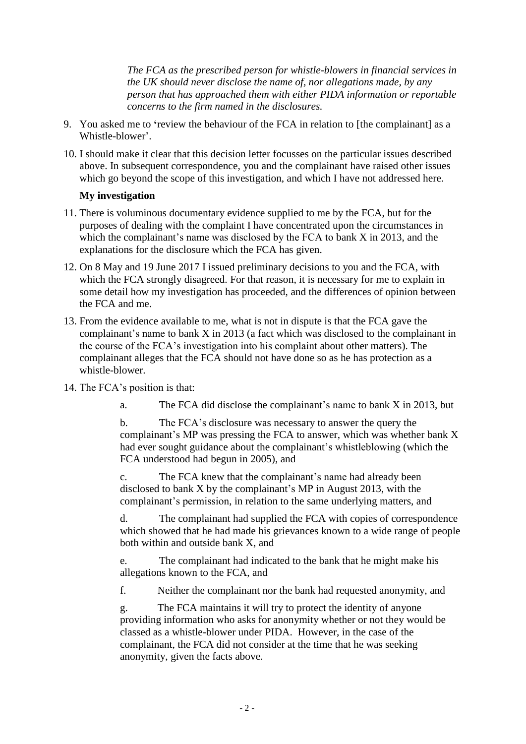*The FCA as the prescribed person for whistle-blowers in financial services in the UK should never disclose the name of, nor allegations made, by any person that has approached them with either PIDA information or reportable concerns to the firm named in the disclosures.*

9. You asked me to 'review the behaviour of the FCA in relation to [the complainant] as a Whistle-blower'.

10. I should make it clear that this decision letter focusses on the particular issues described above. In subsequent correspondence, you and the complainant have raised other issues which go beyond the scope of this investigation, and which I have not addressed here.

**My investigation**

11. There is voluminous documentary evidence supplied to me by the FCA, but for the purposes of dealing with the complaint I have concentrated upon the circumstances in which the complainant's name was disclosed by the FCA to bank X in 2013, and the explanations for the disclosure which the FCA has given.

12. On 8 May and 19 June 2017 I issued preliminary decisions to you and the FCA, with which the FCA strongly disagreed. For that reason, it is necessary for me to explain in some detail how my investigation has proceeded, and the differences of opinion between the FCA and me.

13. From the evidence available to me, what is not in dispute is that the FCA gave the complainant's name to bank X in 2013 (a fact which was disclosed to the complainant in the course of the FCA's investigation into his complaint about other matters). The complainant alleges that the FCA should not have done so as he has protection as a whistle-blower.

14. The FCA's position is that:

    a. The FCA did disclose the complainant's name to bank X in 2013, but

    b. The FCA's disclosure was necessary to answer the query the complainant's MP was pressing the FCA to answer, which was whether bank X had ever sought guidance about the complainant's whistleblowing (which the FCA understood had begun in 2005), and

    c. The FCA knew that the complainant's name had already been disclosed to bank X by the complainant's MP in August 2013, with the complainant's permission, in relation to the same underlying matters, and

    d. The complainant had supplied the FCA with copies of correspondence which showed that he had made his grievances known to a wide range of people both within and outside bank X, and

    e. The complainant had indicated to the bank that he might make his allegations known to the FCA, and

    f. Neither the complainant nor the bank had requested anonymity, and

    g. The FCA maintains it will try to protect the identity of anyone providing information who asks for anonymity whether or not they would be classed as a whistle-blower under PIDA. However, in the case of the complainant, the FCA did not consider at the time that he was seeking anonymity, given the facts above.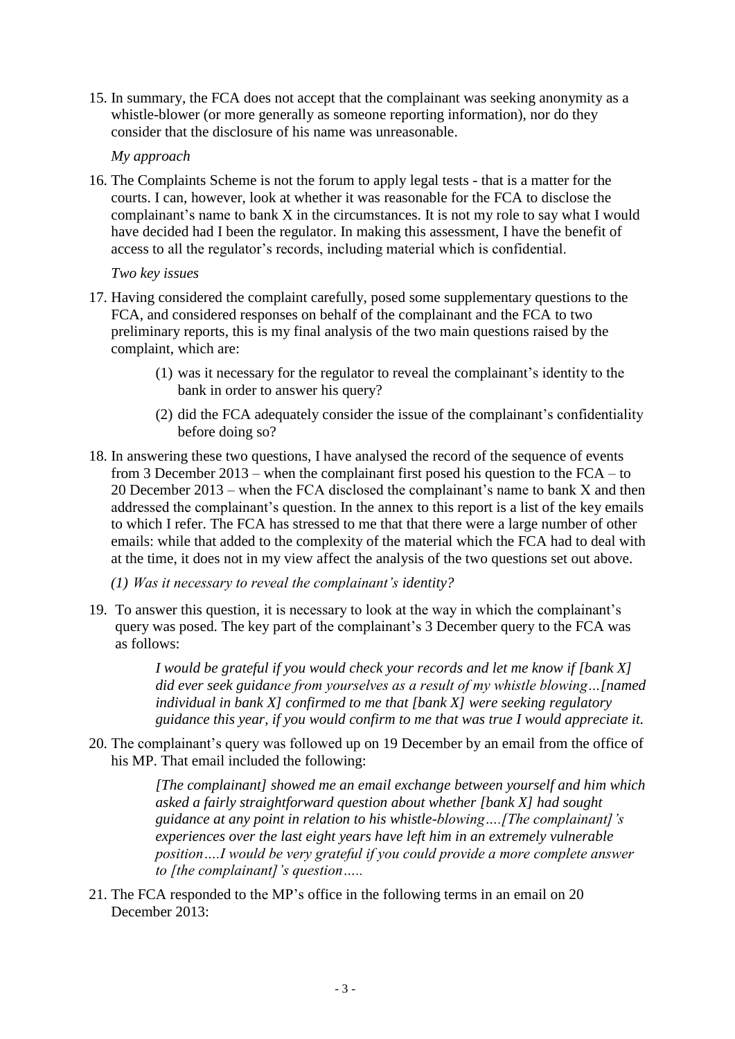15. In summary, the FCA does not accept that the complainant was seeking anonymity as a whistle-blower (or more generally as someone reporting information), nor do they consider that the disclosure of his name was unreasonable.

*My approach*

16. The Complaints Scheme is not the forum to apply legal tests - that is a matter for the courts. I can, however, look at whether it was reasonable for the FCA to disclose the complainant's name to bank X in the circumstances. It is not my role to say what I would have decided had I been the regulator. In making this assessment, I have the benefit of access to all the regulator's records, including material which is confidential.

*Two key issues*

17. Having considered the complaint carefully, posed some supplementary questions to the FCA, and considered responses on behalf of the complainant and the FCA to two preliminary reports, this is my final analysis of the two main questions raised by the complaint, which are:

    (1) was it necessary for the regulator to reveal the complainant's identity to the bank in order to answer his query?

    (2) did the FCA adequately consider the issue of the complainant's confidentiality before doing so?

18. In answering these two questions, I have analysed the record of the sequence of events from 3 December 2013 – when the complainant first posed his question to the FCA – to 20 December 2013 – when the FCA disclosed the complainant's name to bank X and then addressed the complainant's question. In the annex to this report is a list of the key emails to which I refer. The FCA has stressed to me that that there were a large number of other emails: while that added to the complexity of the material which the FCA had to deal with at the time, it does not in my view affect the analysis of the two questions set out above.

*(1) Was it necessary to reveal the complainant's identity?*

19. To answer this question, it is necessary to look at the way in which the complainant's query was posed. The key part of the complainant's 3 December query to the FCA was as follows:

    > *I would be grateful if you would check your records and let me know if [bank X] did ever seek guidance from yourselves as a result of my whistle blowing…[named individual in bank X] confirmed to me that [bank X] were seeking regulatory guidance this year, if you would confirm to me that was true I would appreciate it.*

20. The complainant's query was followed up on 19 December by an email from the office of his MP. That email included the following:

    > *[The complainant] showed me an email exchange between yourself and him which asked a fairly straightforward question about whether [bank X] had sought guidance at any point in relation to his whistle-blowing….[The complainant]'s experiences over the last eight years have left him in an extremely vulnerable position….I would be very grateful if you could provide a more complete answer to [the complainant]'s question…..*

21. The FCA responded to the MP's office in the following terms in an email on 20 December 2013: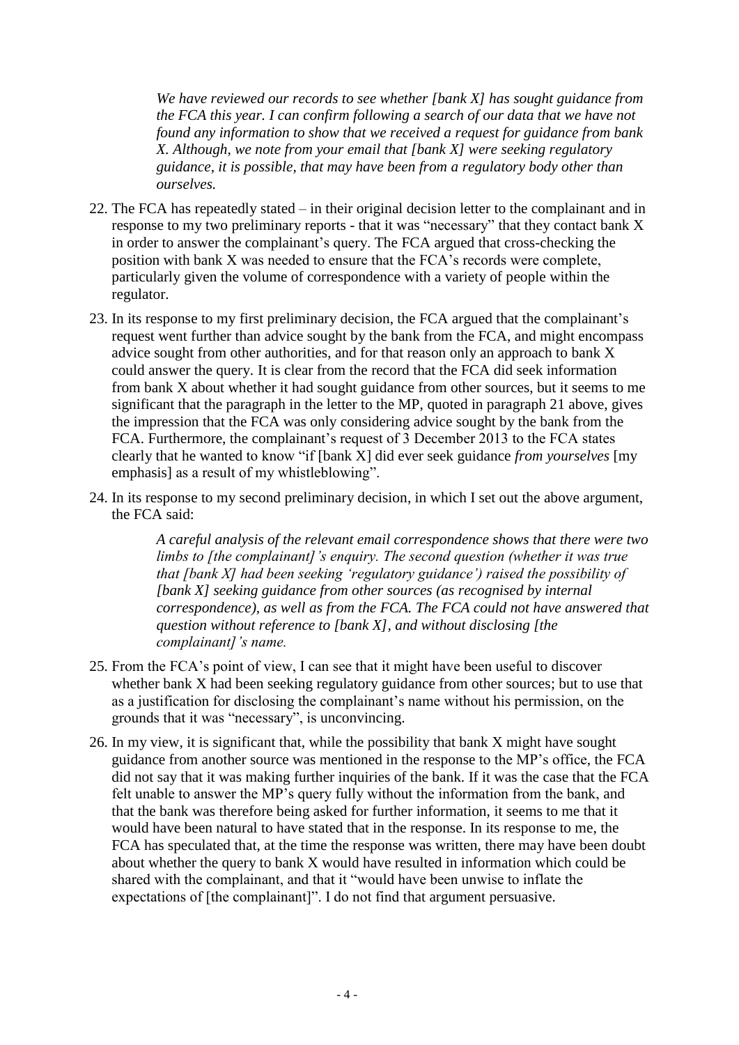> *We have reviewed our records to see whether [bank X] has sought guidance from the FCA this year. I can confirm following a search of our data that we have not found any information to show that we received a request for guidance from bank X. Although, we note from your email that [bank X] were seeking regulatory guidance, it is possible, that may have been from a regulatory body other than ourselves.*

22. The FCA has repeatedly stated – in their original decision letter to the complainant and in response to my two preliminary reports - that it was "necessary" that they contact bank X in order to answer the complainant's query. The FCA argued that cross-checking the position with bank X was needed to ensure that the FCA's records were complete, particularly given the volume of correspondence with a variety of people within the regulator.

23. In its response to my first preliminary decision, the FCA argued that the complainant's request went further than advice sought by the bank from the FCA, and might encompass advice sought from other authorities, and for that reason only an approach to bank X could answer the query. It is clear from the record that the FCA did seek information from bank X about whether it had sought guidance from other sources, but it seems to me significant that the paragraph in the letter to the MP, quoted in paragraph 21 above, gives the impression that the FCA was only considering advice sought by the bank from the FCA. Furthermore, the complainant's request of 3 December 2013 to the FCA states clearly that he wanted to know "if [bank X] did ever seek guidance *from yourselves* [my emphasis] as a result of my whistleblowing".

24. In its response to my second preliminary decision, in which I set out the above argument, the FCA said:

> *A careful analysis of the relevant email correspondence shows that there were two limbs to [the complainant]'s enquiry. The second question (whether it was true that [bank X] had been seeking 'regulatory guidance') raised the possibility of [bank X] seeking guidance from other sources (as recognised by internal correspondence), as well as from the FCA. The FCA could not have answered that question without reference to [bank X], and without disclosing [the complainant]'s name.*

25. From the FCA's point of view, I can see that it might have been useful to discover whether bank X had been seeking regulatory guidance from other sources; but to use that as a justification for disclosing the complainant's name without his permission, on the grounds that it was "necessary", is unconvincing.

26. In my view, it is significant that, while the possibility that bank X might have sought guidance from another source was mentioned in the response to the MP's office, the FCA did not say that it was making further inquiries of the bank. If it was the case that the FCA felt unable to answer the MP's query fully without the information from the bank, and that the bank was therefore being asked for further information, it seems to me that it would have been natural to have stated that in the response. In its response to me, the FCA has speculated that, at the time the response was written, there may have been doubt about whether the query to bank X would have resulted in information which could be shared with the complainant, and that it "would have been unwise to inflate the expectations of [the complainant]". I do not find that argument persuasive.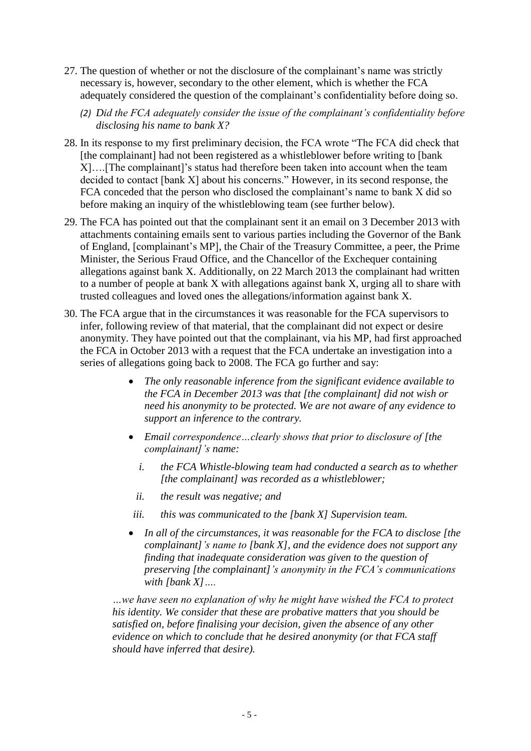27. The question of whether or not the disclosure of the complainant's name was strictly necessary is, however, secondary to the other element, which is whether the FCA adequately considered the question of the complainant's confidentiality before doing so.

*(2) Did the FCA adequately consider the issue of the complainant's confidentiality before disclosing his name to bank X?*

28. In its response to my first preliminary decision, the FCA wrote "The FCA did check that [the complainant] had not been registered as a whistleblower before writing to [bank X]….[The complainant]'s status had therefore been taken into account when the team decided to contact [bank X] about his concerns." However, in its second response, the FCA conceded that the person who disclosed the complainant's name to bank X did so before making an inquiry of the whistleblowing team (see further below).

29. The FCA has pointed out that the complainant sent it an email on 3 December 2013 with attachments containing emails sent to various parties including the Governor of the Bank of England, [complainant's MP], the Chair of the Treasury Committee, a peer, the Prime Minister, the Serious Fraud Office, and the Chancellor of the Exchequer containing allegations against bank X. Additionally, on 22 March 2013 the complainant had written to a number of people at bank X with allegations against bank X, urging all to share with trusted colleagues and loved ones the allegations/information against bank X.

30. The FCA argue that in the circumstances it was reasonable for the FCA supervisors to infer, following review of that material, that the complainant did not expect or desire anonymity. They have pointed out that the complainant, via his MP, had first approached the FCA in October 2013 with a request that the FCA undertake an investigation into a series of allegations going back to 2008. The FCA go further and say:

- *The only reasonable inference from the significant evidence available to the FCA in December 2013 was that [the complainant] did not wish or need his anonymity to be protected. We are not aware of any evidence to support an inference to the contrary.*
- *Email correspondence…clearly shows that prior to disclosure of [the complainant]'s name:*
  - *i. the FCA Whistle-blowing team had conducted a search as to whether [the complainant] was recorded as a whistleblower;*
  - *ii. the result was negative; and*
  - *iii. this was communicated to the [bank X] Supervision team.*
- *In all of the circumstances, it was reasonable for the FCA to disclose [the complainant]'s name to [bank X], and the evidence does not support any finding that inadequate consideration was given to the question of preserving [the complainant]'s anonymity in the FCA's communications with [bank X]….*

*…we have seen no explanation of why he might have wished the FCA to protect his identity. We consider that these are probative matters that you should be satisfied on, before finalising your decision, given the absence of any other evidence on which to conclude that he desired anonymity (or that FCA staff should have inferred that desire).*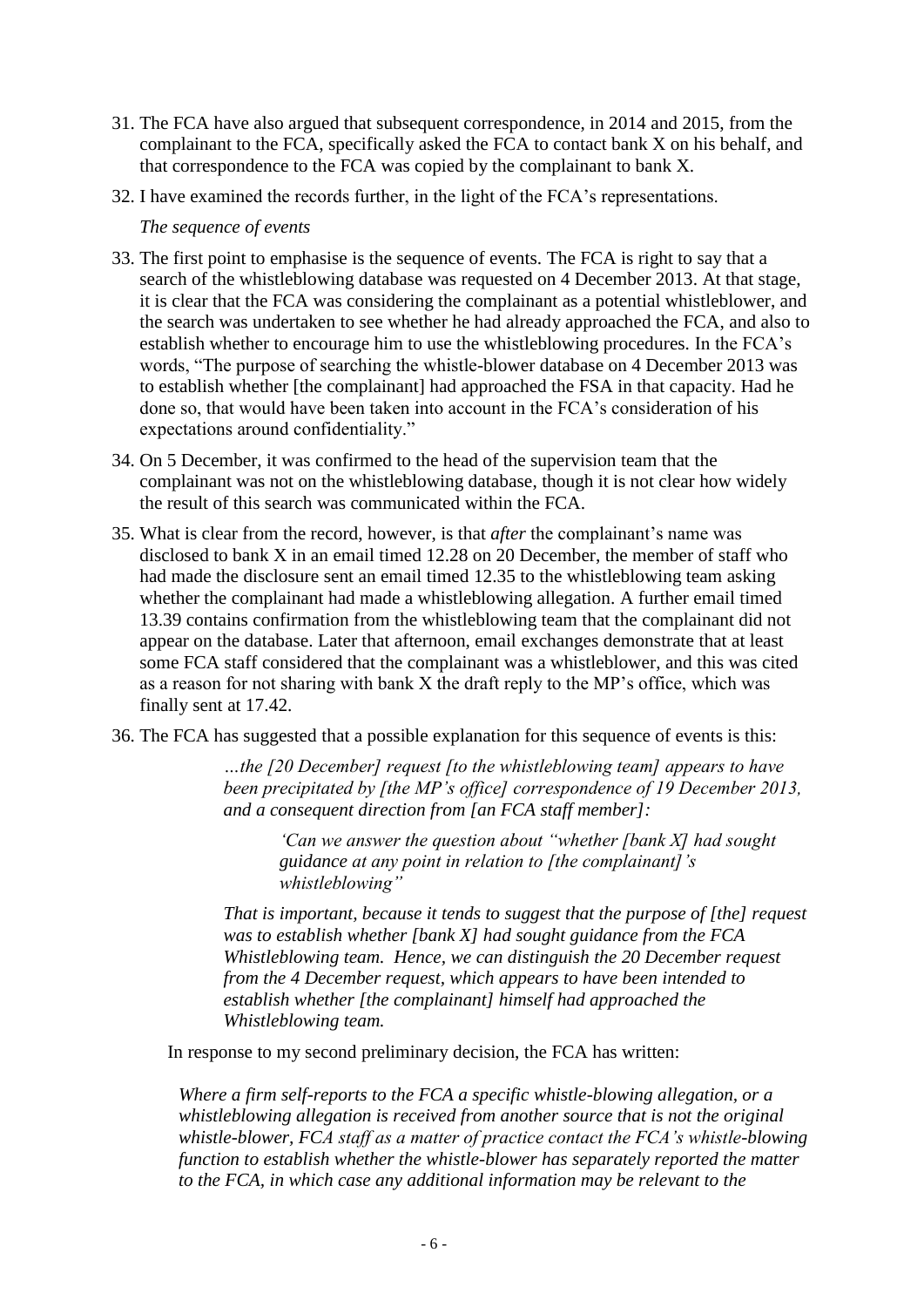31. The FCA have also argued that subsequent correspondence, in 2014 and 2015, from the complainant to the FCA, specifically asked the FCA to contact bank X on his behalf, and that correspondence to the FCA was copied by the complainant to bank X.

32. I have examined the records further, in the light of the FCA's representations.

*The sequence of events*

33. The first point to emphasise is the sequence of events. The FCA is right to say that a search of the whistleblowing database was requested on 4 December 2013. At that stage, it is clear that the FCA was considering the complainant as a potential whistleblower, and the search was undertaken to see whether he had already approached the FCA, and also to establish whether to encourage him to use the whistleblowing procedures. In the FCA's words, "The purpose of searching the whistle-blower database on 4 December 2013 was to establish whether [the complainant] had approached the FSA in that capacity. Had he done so, that would have been taken into account in the FCA's consideration of his expectations around confidentiality."

34. On 5 December, it was confirmed to the head of the supervision team that the complainant was not on the whistleblowing database, though it is not clear how widely the result of this search was communicated within the FCA.

35. What is clear from the record, however, is that *after* the complainant's name was disclosed to bank X in an email timed 12.28 on 20 December, the member of staff who had made the disclosure sent an email timed 12.35 to the whistleblowing team asking whether the complainant had made a whistleblowing allegation. A further email timed 13.39 contains confirmation from the whistleblowing team that the complainant did not appear on the database. Later that afternoon, email exchanges demonstrate that at least some FCA staff considered that the complainant was a whistleblower, and this was cited as a reason for not sharing with bank X the draft reply to the MP's office, which was finally sent at 17.42.

36. The FCA has suggested that a possible explanation for this sequence of events is this:

> *…the [20 December] request [to the whistleblowing team] appears to have been precipitated by [the MP's office] correspondence of 19 December 2013, and a consequent direction from [an FCA staff member]:*
>
> > *'Can we answer the question about "whether [bank X] had sought guidance at any point in relation to [the complainant]'s whistleblowing"*
>
> *That is important, because it tends to suggest that the purpose of [the] request was to establish whether [bank X] had sought guidance from the FCA Whistleblowing team. Hence, we can distinguish the 20 December request from the 4 December request, which appears to have been intended to establish whether [the complainant] himself had approached the Whistleblowing team.*

In response to my second preliminary decision, the FCA has written:

> *Where a firm self-reports to the FCA a specific whistle-blowing allegation, or a whistleblowing allegation is received from another source that is not the original whistle-blower, FCA staff as a matter of practice contact the FCA's whistle-blowing function to establish whether the whistle-blower has separately reported the matter to the FCA, in which case any additional information may be relevant to the*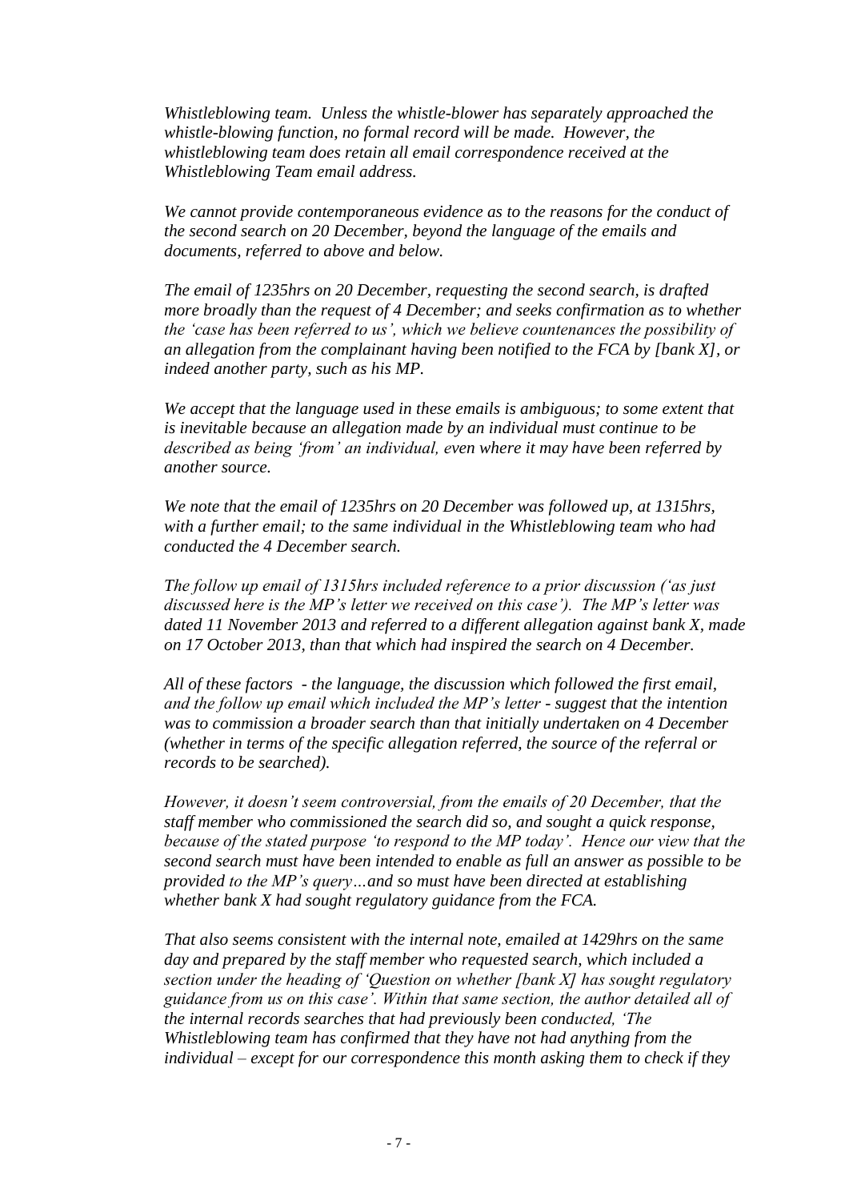*Whistleblowing team. Unless the whistle-blower has separately approached the whistle-blowing function, no formal record will be made. However, the whistleblowing team does retain all email correspondence received at the Whistleblowing Team email address.*

*We cannot provide contemporaneous evidence as to the reasons for the conduct of the second search on 20 December, beyond the language of the emails and documents, referred to above and below.*

*The email of 1235hrs on 20 December, requesting the second search, is drafted more broadly than the request of 4 December; and seeks confirmation as to whether the 'case has been referred to us', which we believe countenances the possibility of an allegation from the complainant having been notified to the FCA by [bank X], or indeed another party, such as his MP.*

*We accept that the language used in these emails is ambiguous; to some extent that is inevitable because an allegation made by an individual must continue to be described as being 'from' an individual, even where it may have been referred by another source.*

*We note that the email of 1235hrs on 20 December was followed up, at 1315hrs, with a further email; to the same individual in the Whistleblowing team who had conducted the 4 December search.*

*The follow up email of 1315hrs included reference to a prior discussion ('as just discussed here is the MP's letter we received on this case'). The MP's letter was dated 11 November 2013 and referred to a different allegation against bank X, made on 17 October 2013, than that which had inspired the search on 4 December.*

*All of these factors - the language, the discussion which followed the first email, and the follow up email which included the MP's letter - suggest that the intention was to commission a broader search than that initially undertaken on 4 December (whether in terms of the specific allegation referred, the source of the referral or records to be searched).*

*However, it doesn't seem controversial, from the emails of 20 December, that the staff member who commissioned the search did so, and sought a quick response, because of the stated purpose 'to respond to the MP today'. Hence our view that the second search must have been intended to enable as full an answer as possible to be provided to the MP's query…and so must have been directed at establishing whether bank X had sought regulatory guidance from the FCA.*

*That also seems consistent with the internal note, emailed at 1429hrs on the same day and prepared by the staff member who requested search, which included a section under the heading of 'Question on whether [bank X] has sought regulatory guidance from us on this case'. Within that same section, the author detailed all of the internal records searches that had previously been conducted, 'The Whistleblowing team has confirmed that they have not had anything from the individual – except for our correspondence this month asking them to check if they*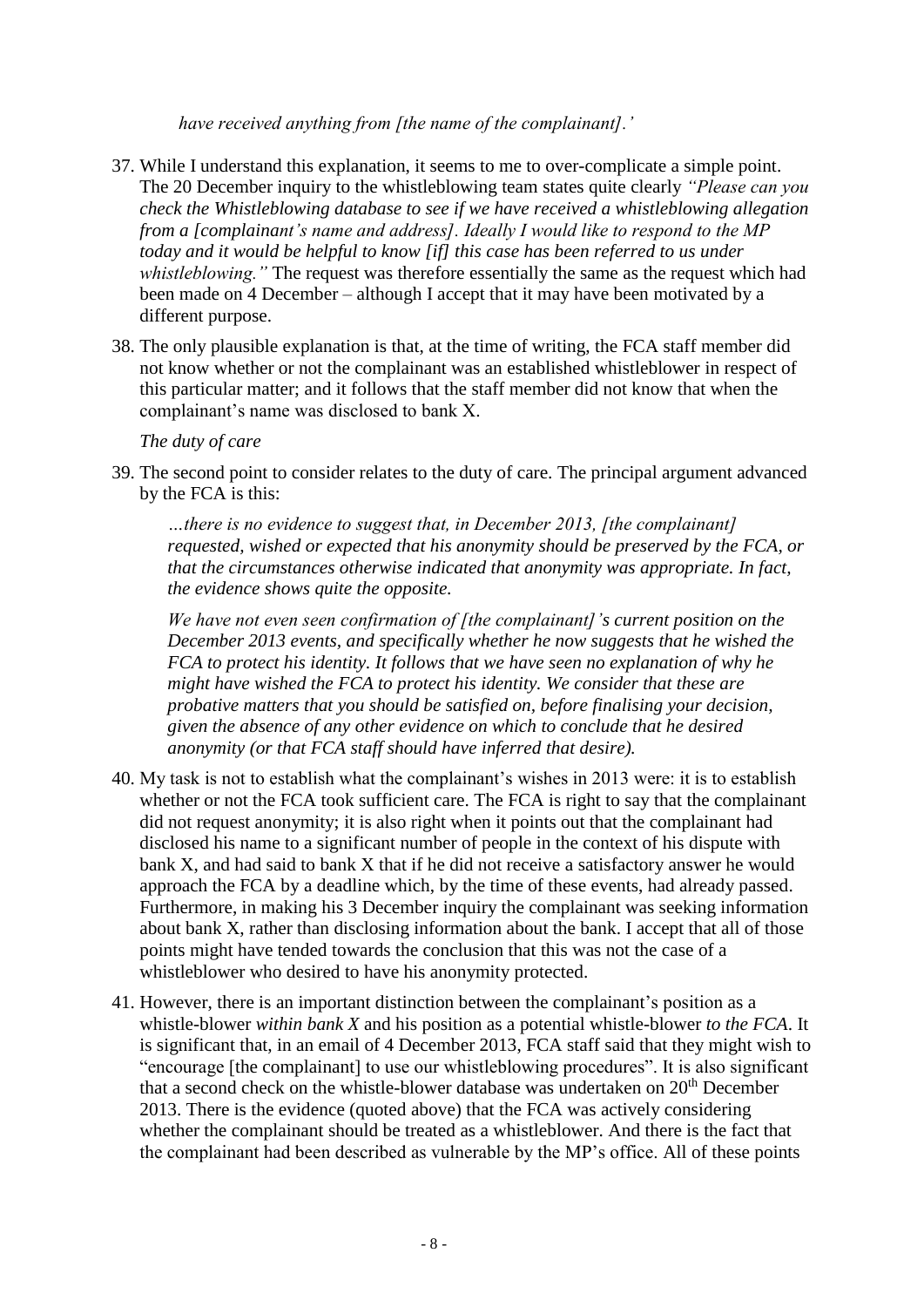*have received anything from [the name of the complainant].'*

37. While I understand this explanation, it seems to me to over-complicate a simple point. The 20 December inquiry to the whistleblowing team states quite clearly *"Please can you check the Whistleblowing database to see if we have received a whistleblowing allegation from a [complainant's name and address]. Ideally I would like to respond to the MP today and it would be helpful to know [if] this case has been referred to us under whistleblowing."* The request was therefore essentially the same as the request which had been made on 4 December – although I accept that it may have been motivated by a different purpose.

38. The only plausible explanation is that, at the time of writing, the FCA staff member did not know whether or not the complainant was an established whistleblower in respect of this particular matter; and it follows that the staff member did not know that when the complainant's name was disclosed to bank X.

*The duty of care*

39. The second point to consider relates to the duty of care. The principal argument advanced by the FCA is this:

    *…there is no evidence to suggest that, in December 2013, [the complainant] requested, wished or expected that his anonymity should be preserved by the FCA, or that the circumstances otherwise indicated that anonymity was appropriate. In fact, the evidence shows quite the opposite.*

    *We have not even seen confirmation of [the complainant]'s current position on the December 2013 events, and specifically whether he now suggests that he wished the FCA to protect his identity. It follows that we have seen no explanation of why he might have wished the FCA to protect his identity. We consider that these are probative matters that you should be satisfied on, before finalising your decision, given the absence of any other evidence on which to conclude that he desired anonymity (or that FCA staff should have inferred that desire).*

40. My task is not to establish what the complainant's wishes in 2013 were: it is to establish whether or not the FCA took sufficient care. The FCA is right to say that the complainant did not request anonymity; it is also right when it points out that the complainant had disclosed his name to a significant number of people in the context of his dispute with bank X, and had said to bank X that if he did not receive a satisfactory answer he would approach the FCA by a deadline which, by the time of these events, had already passed. Furthermore, in making his 3 December inquiry the complainant was seeking information about bank X, rather than disclosing information about the bank. I accept that all of those points might have tended towards the conclusion that this was not the case of a whistleblower who desired to have his anonymity protected.

41. However, there is an important distinction between the complainant's position as a whistle-blower *within bank X* and his position as a potential whistle-blower *to the FCA*. It is significant that, in an email of 4 December 2013, FCA staff said that they might wish to "encourage [the complainant] to use our whistleblowing procedures". It is also significant that a second check on the whistle-blower database was undertaken on 20th December 2013. There is the evidence (quoted above) that the FCA was actively considering whether the complainant should be treated as a whistleblower. And there is the fact that the complainant had been described as vulnerable by the MP's office. All of these points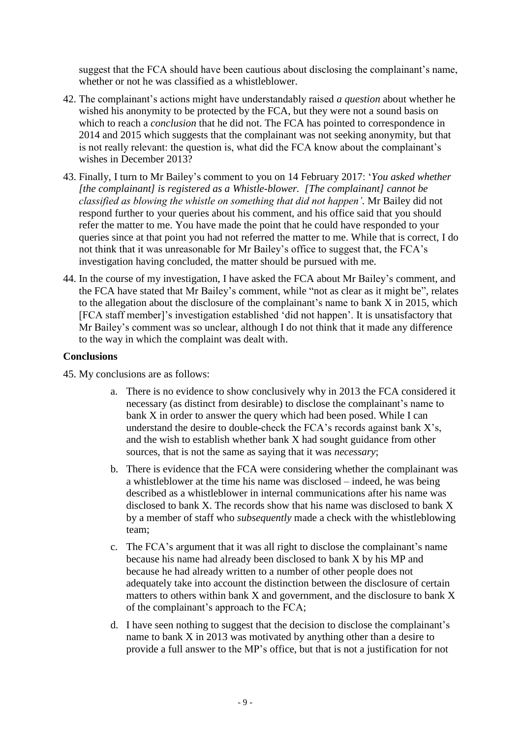suggest that the FCA should have been cautious about disclosing the complainant's name, whether or not he was classified as a whistleblower.

42. The complainant's actions might have understandably raised *a question* about whether he wished his anonymity to be protected by the FCA, but they were not a sound basis on which to reach a *conclusion* that he did not. The FCA has pointed to correspondence in 2014 and 2015 which suggests that the complainant was not seeking anonymity, but that is not really relevant: the question is, what did the FCA know about the complainant's wishes in December 2013?

43. Finally, I turn to Mr Bailey's comment to you on 14 February 2017: '*You asked whether [the complainant] is registered as a Whistle-blower. [The complainant] cannot be classified as blowing the whistle on something that did not happen'*. Mr Bailey did not respond further to your queries about his comment, and his office said that you should refer the matter to me. You have made the point that he could have responded to your queries since at that point you had not referred the matter to me. While that is correct, I do not think that it was unreasonable for Mr Bailey's office to suggest that, the FCA's investigation having concluded, the matter should be pursued with me.

44. In the course of my investigation, I have asked the FCA about Mr Bailey's comment, and the FCA have stated that Mr Bailey's comment, while "not as clear as it might be", relates to the allegation about the disclosure of the complainant's name to bank X in 2015, which [FCA staff member]'s investigation established 'did not happen'. It is unsatisfactory that Mr Bailey's comment was so unclear, although I do not think that it made any difference to the way in which the complaint was dealt with.

**Conclusions**

45. My conclusions are as follows:

    a. There is no evidence to show conclusively why in 2013 the FCA considered it necessary (as distinct from desirable) to disclose the complainant's name to bank X in order to answer the query which had been posed. While I can understand the desire to double-check the FCA's records against bank X's, and the wish to establish whether bank X had sought guidance from other sources, that is not the same as saying that it was *necessary*;

    b. There is evidence that the FCA were considering whether the complainant was a whistleblower at the time his name was disclosed – indeed, he was being described as a whistleblower in internal communications after his name was disclosed to bank X. The records show that his name was disclosed to bank X by a member of staff who *subsequently* made a check with the whistleblowing team;

    c. The FCA's argument that it was all right to disclose the complainant's name because his name had already been disclosed to bank X by his MP and because he had already written to a number of other people does not adequately take into account the distinction between the disclosure of certain matters to others within bank X and government, and the disclosure to bank X of the complainant's approach to the FCA;

    d. I have seen nothing to suggest that the decision to disclose the complainant's name to bank X in 2013 was motivated by anything other than a desire to provide a full answer to the MP's office, but that is not a justification for not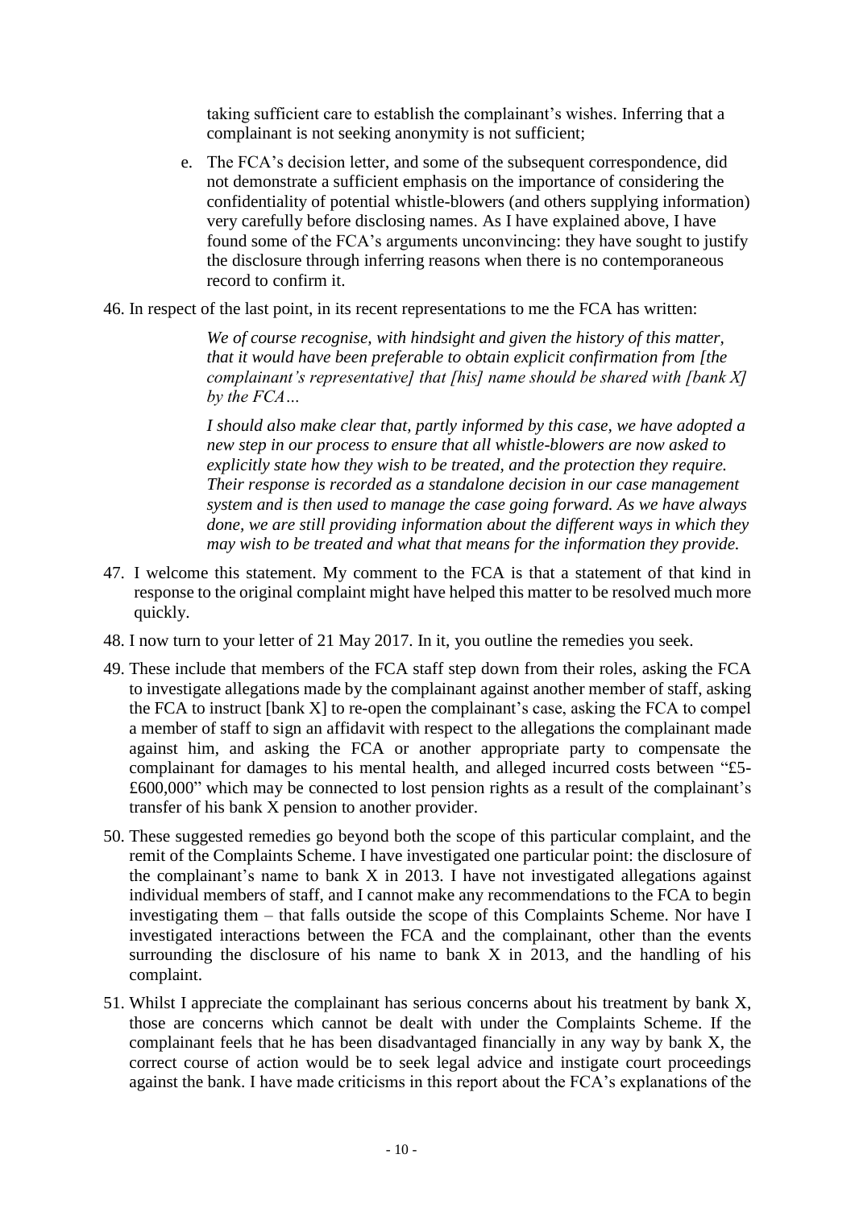taking sufficient care to establish the complainant's wishes. Inferring that a complainant is not seeking anonymity is not sufficient;

e. The FCA's decision letter, and some of the subsequent correspondence, did not demonstrate a sufficient emphasis on the importance of considering the confidentiality of potential whistle-blowers (and others supplying information) very carefully before disclosing names. As I have explained above, I have found some of the FCA's arguments unconvincing: they have sought to justify the disclosure through inferring reasons when there is no contemporaneous record to confirm it.

46. In respect of the last point, in its recent representations to me the FCA has written:

> *We of course recognise, with hindsight and given the history of this matter, that it would have been preferable to obtain explicit confirmation from [the complainant's representative] that [his] name should be shared with [bank X] by the FCA…*
>
> *I should also make clear that, partly informed by this case, we have adopted a new step in our process to ensure that all whistle-blowers are now asked to explicitly state how they wish to be treated, and the protection they require. Their response is recorded as a standalone decision in our case management system and is then used to manage the case going forward. As we have always done, we are still providing information about the different ways in which they may wish to be treated and what that means for the information they provide.*

47. I welcome this statement. My comment to the FCA is that a statement of that kind in response to the original complaint might have helped this matter to be resolved much more quickly.

48. I now turn to your letter of 21 May 2017. In it, you outline the remedies you seek.

49. These include that members of the FCA staff step down from their roles, asking the FCA to investigate allegations made by the complainant against another member of staff, asking the FCA to instruct [bank X] to re-open the complainant's case, asking the FCA to compel a member of staff to sign an affidavit with respect to the allegations the complainant made against him, and asking the FCA or another appropriate party to compensate the complainant for damages to his mental health, and alleged incurred costs between "£5-£600,000" which may be connected to lost pension rights as a result of the complainant's transfer of his bank X pension to another provider.

50. These suggested remedies go beyond both the scope of this particular complaint, and the remit of the Complaints Scheme. I have investigated one particular point: the disclosure of the complainant's name to bank X in 2013. I have not investigated allegations against individual members of staff, and I cannot make any recommendations to the FCA to begin investigating them – that falls outside the scope of this Complaints Scheme. Nor have I investigated interactions between the FCA and the complainant, other than the events surrounding the disclosure of his name to bank X in 2013, and the handling of his complaint.

51. Whilst I appreciate the complainant has serious concerns about his treatment by bank X, those are concerns which cannot be dealt with under the Complaints Scheme. If the complainant feels that he has been disadvantaged financially in any way by bank X, the correct course of action would be to seek legal advice and instigate court proceedings against the bank. I have made criticisms in this report about the FCA's explanations of the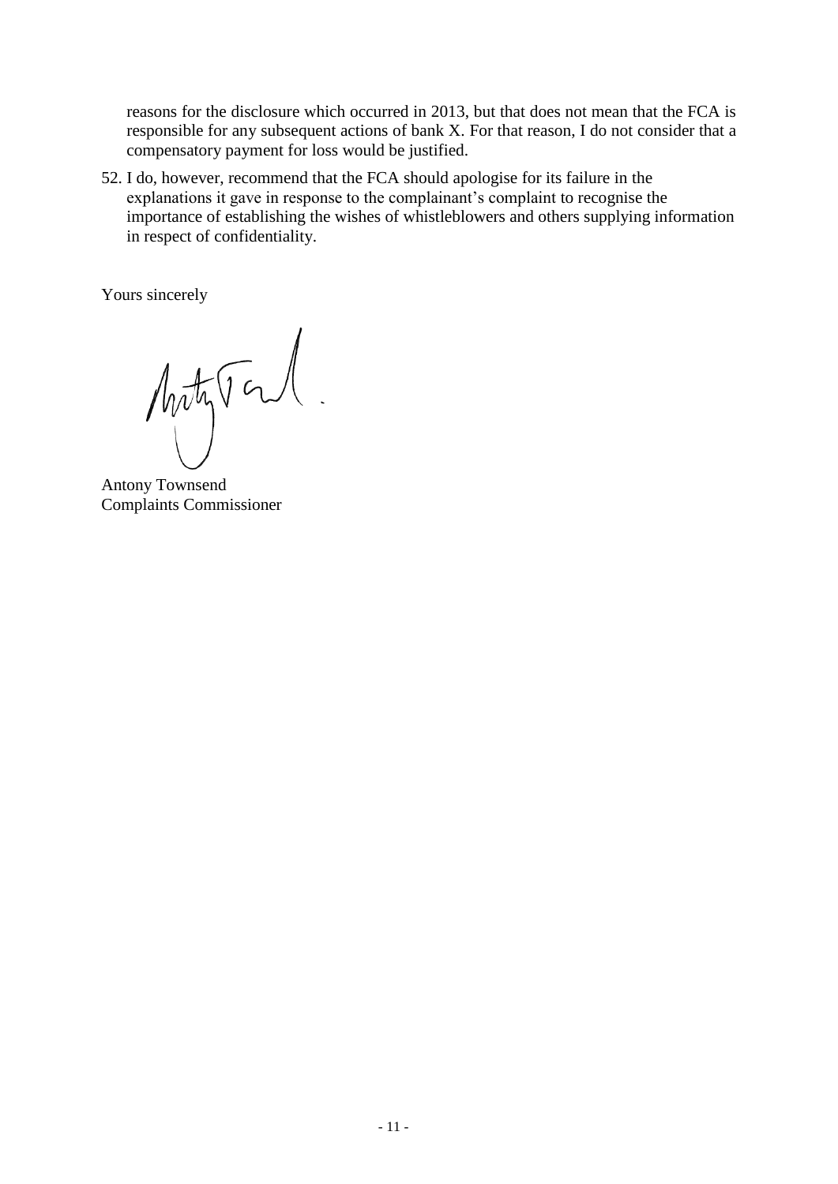reasons for the disclosure which occurred in 2013, but that does not mean that the FCA is responsible for any subsequent actions of bank X. For that reason, I do not consider that a compensatory payment for loss would be justified.

52. I do, however, recommend that the FCA should apologise for its failure in the explanations it gave in response to the complainant's complaint to recognise the importance of establishing the wishes of whistleblowers and others supplying information in respect of confidentiality.

Yours sincerely

Antony Townsend
Complaints Commissioner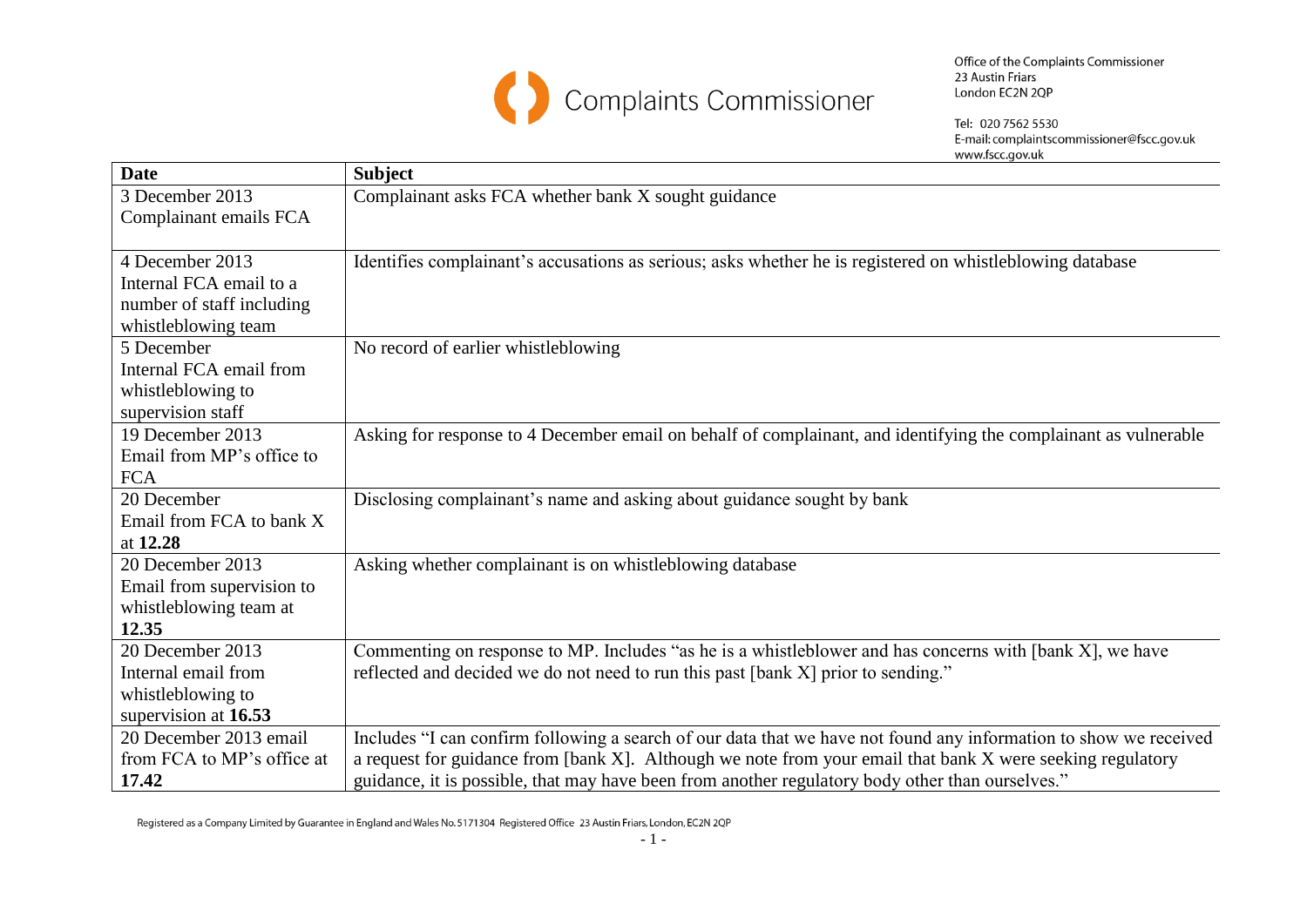| Date | Subject |
|---|---|
| 3 December 2013 Complainant emails FCA | Complainant asks FCA whether bank X sought guidance |
| 4 December 2013 Internal FCA email to a number of staff including whistleblowing team | Identifies complainant's accusations as serious; asks whether he is registered on whistleblowing database |
| 5 December Internal FCA email from whistleblowing to supervision staff | No record of earlier whistleblowing |
| 19 December 2013 Email from MP's office to FCA | Asking for response to 4 December email on behalf of complainant, and identifying the complainant as vulnerable |
| 20 December Email from FCA to bank X at **12.28** | Disclosing complainant's name and asking about guidance sought by bank |
| 20 December 2013 Email from supervision to whistleblowing team at **12.35** | Asking whether complainant is on whistleblowing database |
| 20 December 2013 Internal email from whistleblowing to supervision at **16.53** | Commenting on response to MP. Includes "as he is a whistleblower and has concerns with [bank X], we have reflected and decided we do not need to run this past [bank X] prior to sending." |
| 20 December 2013 email from FCA to MP's office at **17.42** | Includes "I can confirm following a search of our data that we have not found any information to show we received a request for guidance from [bank X]. Although we note from your email that bank X were seeking regulatory guidance, it is possible, that may have been from another regulatory body other than ourselves." |